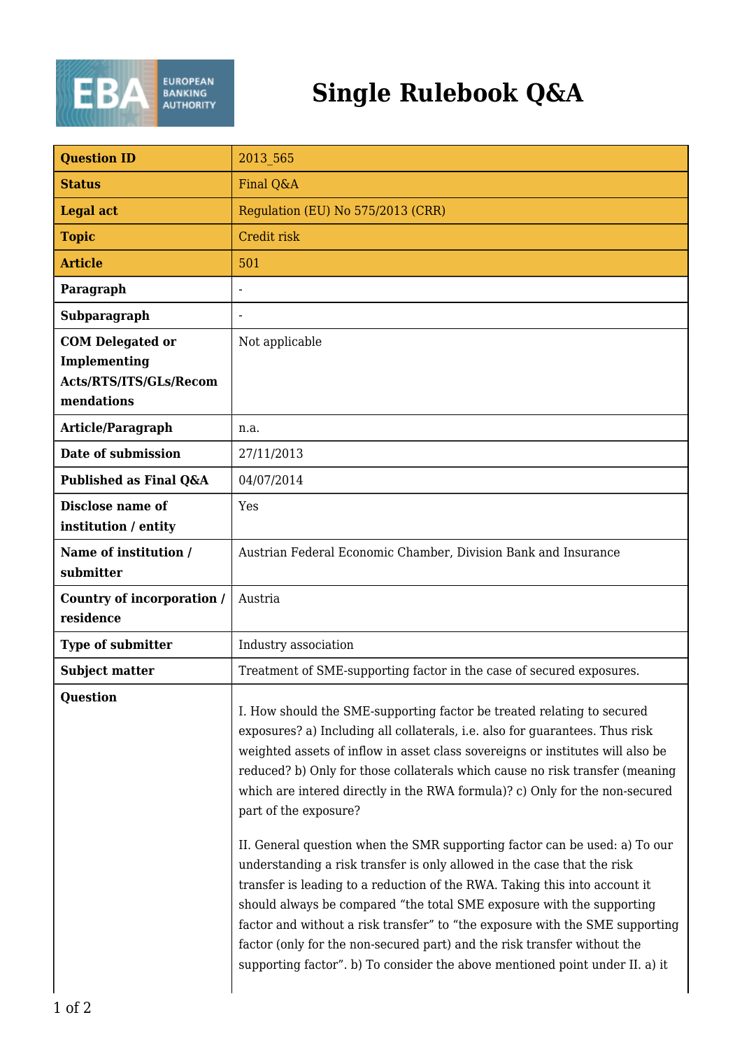# Single Rulebook Q&A

| Question ID | 2013_565 |
|---|---|
| Status | Final Q&A |
| Legal act | Regulation (EU) No 575/2013 (CRR) |
| Topic | Credit risk |
| Article | 501 |
| Paragraph | - |
| Subparagraph | - |
| COM Delegated or Implementing Acts/RTS/ITS/GLs/Recommendations | Not applicable |
| Article/Paragraph | n.a. |
| Date of submission | 27/11/2013 |
| Published as Final Q&A | 04/07/2014 |
| Disclose name of institution / entity | Yes |
| Name of institution / submitter | Austrian Federal Economic Chamber, Division Bank and Insurance |
| Country of incorporation / residence | Austria |
| Type of submitter | Industry association |
| Subject matter | Treatment of SME-supporting factor in the case of secured exposures. |
| Question | I. How should the SME-supporting factor be treated relating to secured exposures? a) Including all collaterals, i.e. also for guarantees. Thus risk weighted assets of inflow in asset class sovereigns or institutes will also be reduced? b) Only for those collaterals which cause no risk transfer (meaning which are intered directly in the RWA formula)? c) Only for the non-secured part of the exposure?<br><br>II. General question when the SMR supporting factor can be used: a) To our understanding a risk transfer is only allowed in the case that the risk transfer is leading to a reduction of the RWA. Taking this into account it should always be compared “the total SME exposure with the supporting factor and without a risk transfer” to “the exposure with the SME supporting factor (only for the non-secured part) and the risk transfer without the supporting factor”. b) To consider the above mentioned point under II. a) it |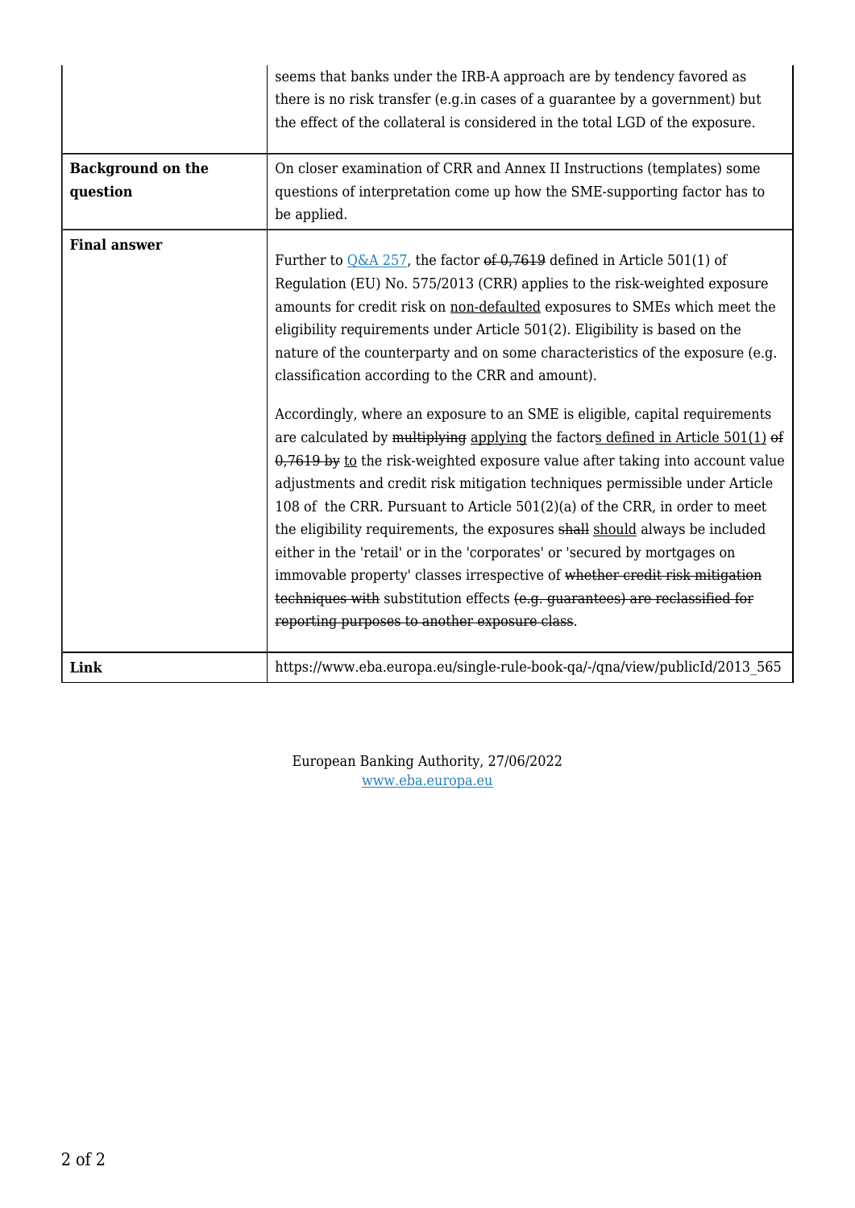| | |
|---|---|
| | seems that banks under the IRB-A approach are by tendency favored as there is no risk transfer (e.g.in cases of a guarantee by a government) but the effect of the collateral is considered in the total LGD of the exposure. |
| **Background on the question** | On closer examination of CRR and Annex II Instructions (templates) some questions of interpretation come up how the SME-supporting factor has to be applied. |
| **Final answer** | Further to [Q&A 257](https://www.eba.europa.eu/single-rule-book-qa/-/qna/view/publicId/2013_257), the factor ~~of 0,7619~~ defined in Article 501(1) of Regulation (EU) No. 575/2013 (CRR) applies to the risk-weighted exposure amounts for credit risk on <u>non-defaulted</u> exposures to SMEs which meet the eligibility requirements under Article 501(2). Eligibility is based on the nature of the counterparty and on some characteristics of the exposure (e.g. classification according to the CRR and amount).<br><br>Accordingly, where an exposure to an SME is eligible, capital requirements are calculated by ~~multiplying~~ <u>applying</u> the factor<u>s defined in Article 501(1)</u> ~~of 0,7619 by~~ <u>to</u> the risk-weighted exposure value after taking into account value adjustments and credit risk mitigation techniques permissible under Article 108 of the CRR. Pursuant to Article 501(2)(a) of the CRR, in order to meet the eligibility requirements, the exposures ~~shall~~ <u>should</u> always be included either in the 'retail' or in the 'corporates' or 'secured by mortgages on immovable property' classes irrespective of ~~whether credit risk mitigation techniques with~~ substitution effects ~~(e.g. guarantees) are reclassified for reporting purposes to another exposure class~~. |
| **Link** | https://www.eba.europa.eu/single-rule-book-qa/-/qna/view/publicId/2013_565 |